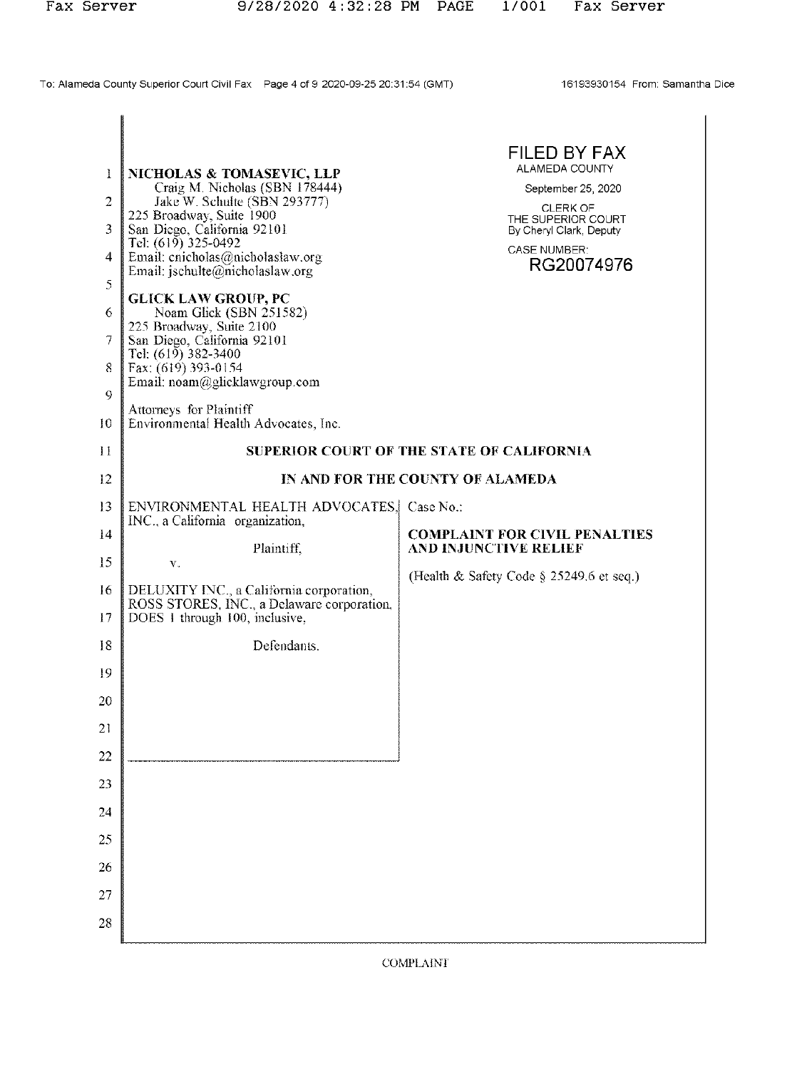NICHOLAS & TOMASEVIC, LLP
Craig M. Nicholas (SBN 178444)
Jake W. Schulte (SBN 293777)
225 Broadway, Suite 1900
San Diego, California 92101
Tel: (619) 325-0492
Email: cnicholas@nicholaslaw.org
Email: jschulte@nicholaslaw.org

GLICK LAW GROUP, PC
Noam Glick (SBN 251582)
225 Broadway, Suite 2100
San Diego, California 92101
Tel: (619) 382-3400
Fax: (619) 393-0154
Email: noam@glicklawgroup.com

Attorneys for Plaintiff
Environmental Health Advocates, Inc.

FILED BY FAX
ALAMEDA COUNTY
September 25, 2020
CLERK OF THE SUPERIOR COURT
By Cheryl Clark, Deputy
CASE NUMBER:
RG20074976

**SUPERIOR COURT OF THE STATE OF CALIFORNIA**

**IN AND FOR THE COUNTY OF ALAMEDA**

ENVIRONMENTAL HEALTH ADVOCATES, INC., a California organization,

Plaintiff,

v.

DELUXITY INC., a California corporation, ROSS STORES, INC., a Delaware corporation, DOES 1 through 100, inclusive,

Defendants.

Case No.:

**COMPLAINT FOR CIVIL PENALTIES AND INJUNCTIVE RELIEF**

(Health & Safety Code § 25249.6 et seq.)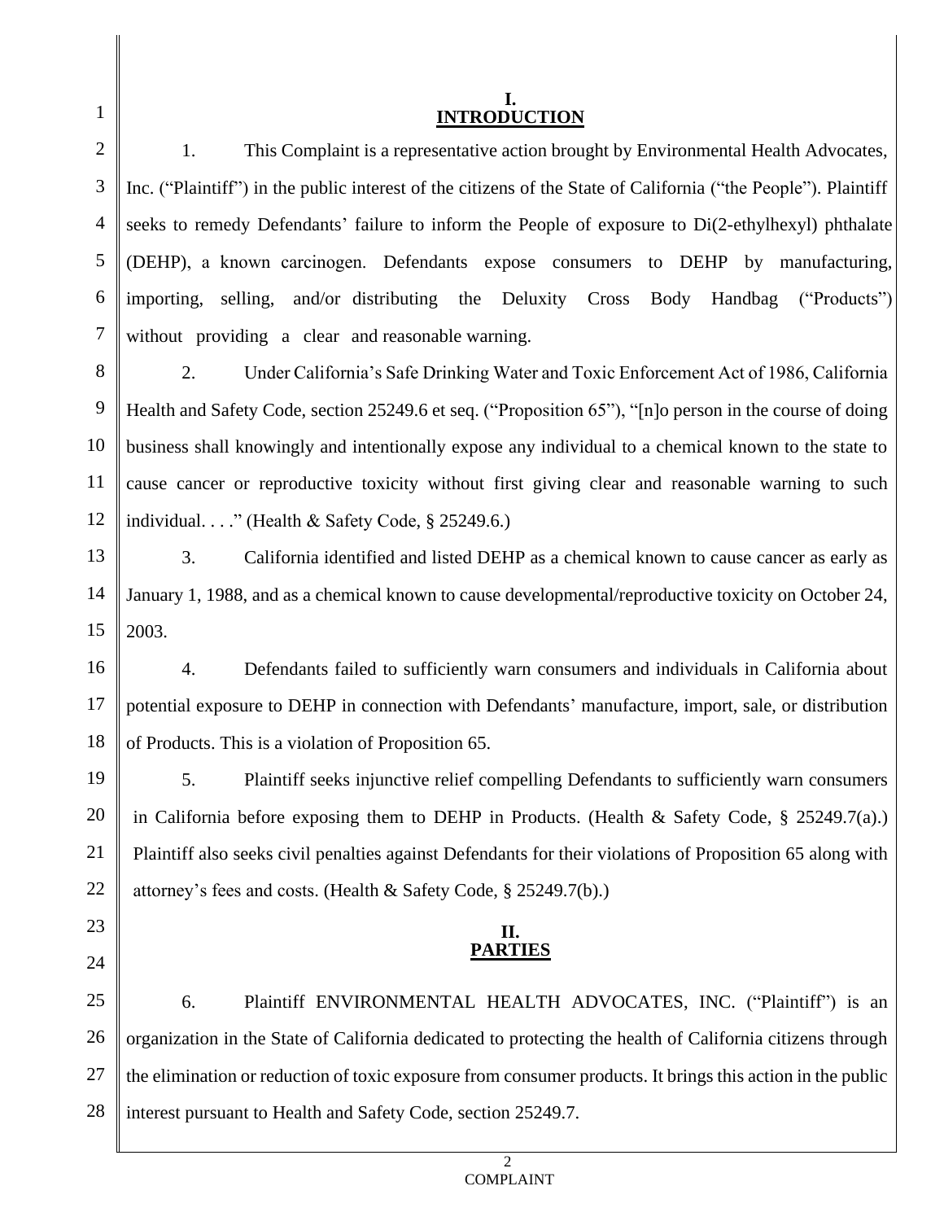# I.
# INTRODUCTION

1. This Complaint is a representative action brought by Environmental Health Advocates, Inc. ("Plaintiff") in the public interest of the citizens of the State of California ("the People"). Plaintiff seeks to remedy Defendants' failure to inform the People of exposure to Di(2-ethylhexyl) phthalate (DEHP), a known carcinogen. Defendants expose consumers to DEHP by manufacturing, importing, selling, and/or distributing the Deluxity Cross Body Handbag ("Products") without providing a clear and reasonable warning.

2. Under California's Safe Drinking Water and Toxic Enforcement Act of 1986, California Health and Safety Code, section 25249.6 et seq. ("Proposition 65"), "[n]o person in the course of doing business shall knowingly and intentionally expose any individual to a chemical known to the state to cause cancer or reproductive toxicity without first giving clear and reasonable warning to such individual. . . ." (Health & Safety Code, § 25249.6.)

3. California identified and listed DEHP as a chemical known to cause cancer as early as January 1, 1988, and as a chemical known to cause developmental/reproductive toxicity on October 24, 2003.

4. Defendants failed to sufficiently warn consumers and individuals in California about potential exposure to DEHP in connection with Defendants' manufacture, import, sale, or distribution of Products. This is a violation of Proposition 65.

5. Plaintiff seeks injunctive relief compelling Defendants to sufficiently warn consumers in California before exposing them to DEHP in Products. (Health & Safety Code, § 25249.7(a).) Plaintiff also seeks civil penalties against Defendants for their violations of Proposition 65 along with attorney's fees and costs. (Health & Safety Code, § 25249.7(b).)

# II.
# PARTIES

6. Plaintiff ENVIRONMENTAL HEALTH ADVOCATES, INC. ("Plaintiff") is an organization in the State of California dedicated to protecting the health of California citizens through the elimination or reduction of toxic exposure from consumer products. It brings this action in the public interest pursuant to Health and Safety Code, section 25249.7.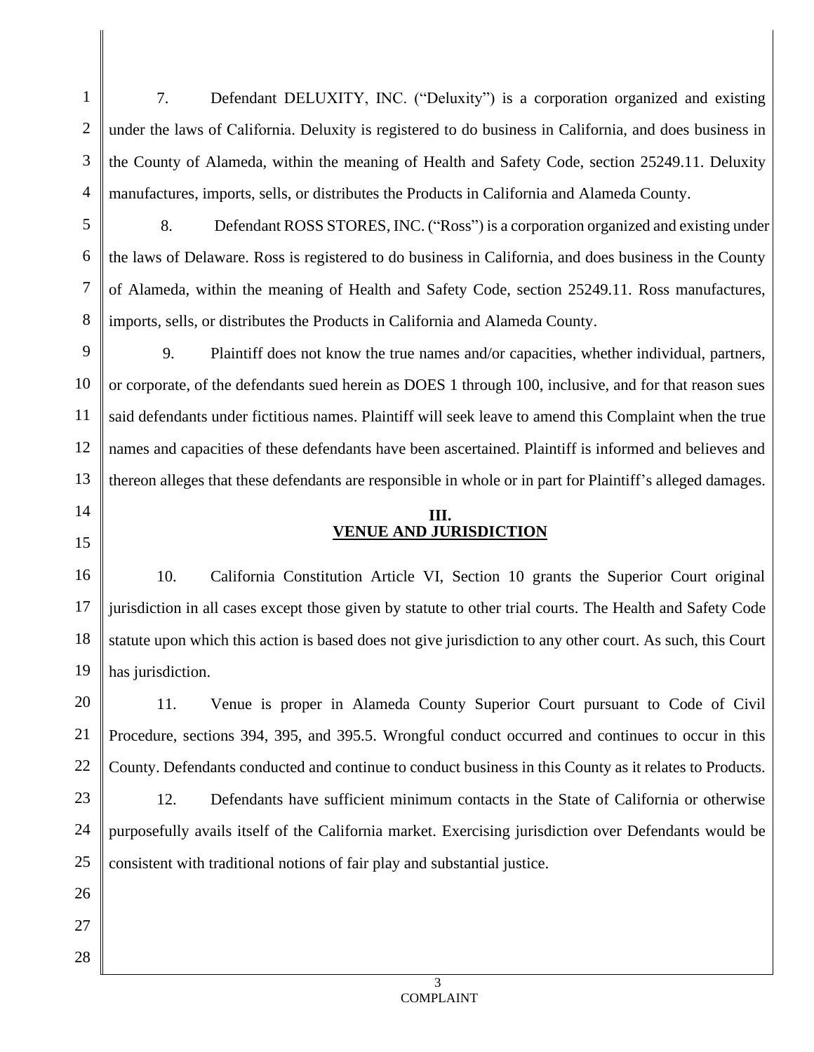7. Defendant DELUXITY, INC. ("Deluxity") is a corporation organized and existing under the laws of California. Deluxity is registered to do business in California, and does business in the County of Alameda, within the meaning of Health and Safety Code, section 25249.11. Deluxity manufactures, imports, sells, or distributes the Products in California and Alameda County.

8. Defendant ROSS STORES, INC. ("Ross") is a corporation organized and existing under the laws of Delaware. Ross is registered to do business in California, and does business in the County of Alameda, within the meaning of Health and Safety Code, section 25249.11. Ross manufactures, imports, sells, or distributes the Products in California and Alameda County.

9. Plaintiff does not know the true names and/or capacities, whether individual, partners, or corporate, of the defendants sued herein as DOES 1 through 100, inclusive, and for that reason sues said defendants under fictitious names. Plaintiff will seek leave to amend this Complaint when the true names and capacities of these defendants have been ascertained. Plaintiff is informed and believes and thereon alleges that these defendants are responsible in whole or in part for Plaintiff's alleged damages.

## III.
## VENUE AND JURISDICTION

10. California Constitution Article VI, Section 10 grants the Superior Court original jurisdiction in all cases except those given by statute to other trial courts. The Health and Safety Code statute upon which this action is based does not give jurisdiction to any other court. As such, this Court has jurisdiction.

11. Venue is proper in Alameda County Superior Court pursuant to Code of Civil Procedure, sections 394, 395, and 395.5. Wrongful conduct occurred and continues to occur in this County. Defendants conducted and continue to conduct business in this County as it relates to Products.

12. Defendants have sufficient minimum contacts in the State of California or otherwise purposefully avails itself of the California market. Exercising jurisdiction over Defendants would be consistent with traditional notions of fair play and substantial justice.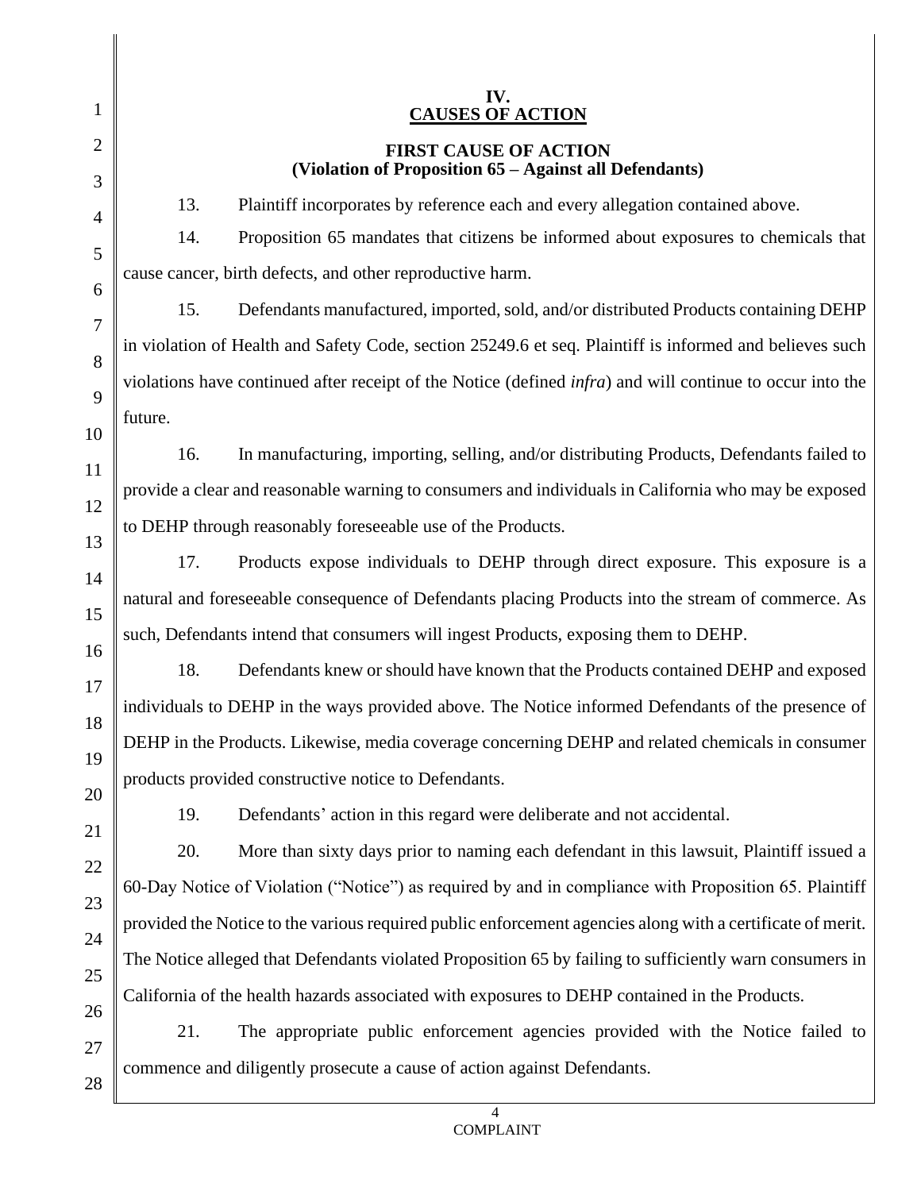# IV.
# CAUSES OF ACTION

## FIRST CAUSE OF ACTION
## (Violation of Proposition 65 – Against all Defendants)

13. Plaintiff incorporates by reference each and every allegation contained above.

14. Proposition 65 mandates that citizens be informed about exposures to chemicals that cause cancer, birth defects, and other reproductive harm.

15. Defendants manufactured, imported, sold, and/or distributed Products containing DEHP in violation of Health and Safety Code, section 25249.6 et seq. Plaintiff is informed and believes such violations have continued after receipt of the Notice (defined *infra*) and will continue to occur into the future.

16. In manufacturing, importing, selling, and/or distributing Products, Defendants failed to provide a clear and reasonable warning to consumers and individuals in California who may be exposed to DEHP through reasonably foreseeable use of the Products.

17. Products expose individuals to DEHP through direct exposure. This exposure is a natural and foreseeable consequence of Defendants placing Products into the stream of commerce. As such, Defendants intend that consumers will ingest Products, exposing them to DEHP.

18. Defendants knew or should have known that the Products contained DEHP and exposed individuals to DEHP in the ways provided above. The Notice informed Defendants of the presence of DEHP in the Products. Likewise, media coverage concerning DEHP and related chemicals in consumer products provided constructive notice to Defendants.

19. Defendants' action in this regard were deliberate and not accidental.

20. More than sixty days prior to naming each defendant in this lawsuit, Plaintiff issued a 60-Day Notice of Violation ("Notice") as required by and in compliance with Proposition 65. Plaintiff provided the Notice to the various required public enforcement agencies along with a certificate of merit. The Notice alleged that Defendants violated Proposition 65 by failing to sufficiently warn consumers in California of the health hazards associated with exposures to DEHP contained in the Products.

21. The appropriate public enforcement agencies provided with the Notice failed to commence and diligently prosecute a cause of action against Defendants.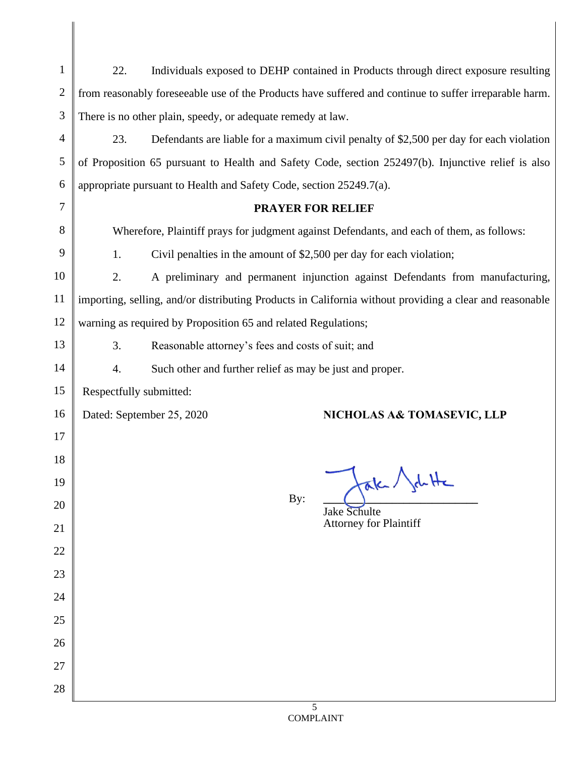22. Individuals exposed to DEHP contained in Products through direct exposure resulting from reasonably foreseeable use of the Products have suffered and continue to suffer irreparable harm. There is no other plain, speedy, or adequate remedy at law.

23. Defendants are liable for a maximum civil penalty of $2,500 per day for each violation of Proposition 65 pursuant to Health and Safety Code, section 252497(b). Injunctive relief is also appropriate pursuant to Health and Safety Code, section 25249.7(a).

**PRAYER FOR RELIEF**

Wherefore, Plaintiff prays for judgment against Defendants, and each of them, as follows:

1. Civil penalties in the amount of $2,500 per day for each violation;

2. A preliminary and permanent injunction against Defendants from manufacturing, importing, selling, and/or distributing Products in California without providing a clear and reasonable warning as required by Proposition 65 and related Regulations;

3. Reasonable attorney's fees and costs of suit; and

4. Such other and further relief as may be just and proper.

Respectfully submitted:

Dated: September 25, 2020

**NICHOLAS A& TOMASEVIC, LLP**

By: ___________________________
Jake Schulte
Attorney for Plaintiff

COMPLAINT